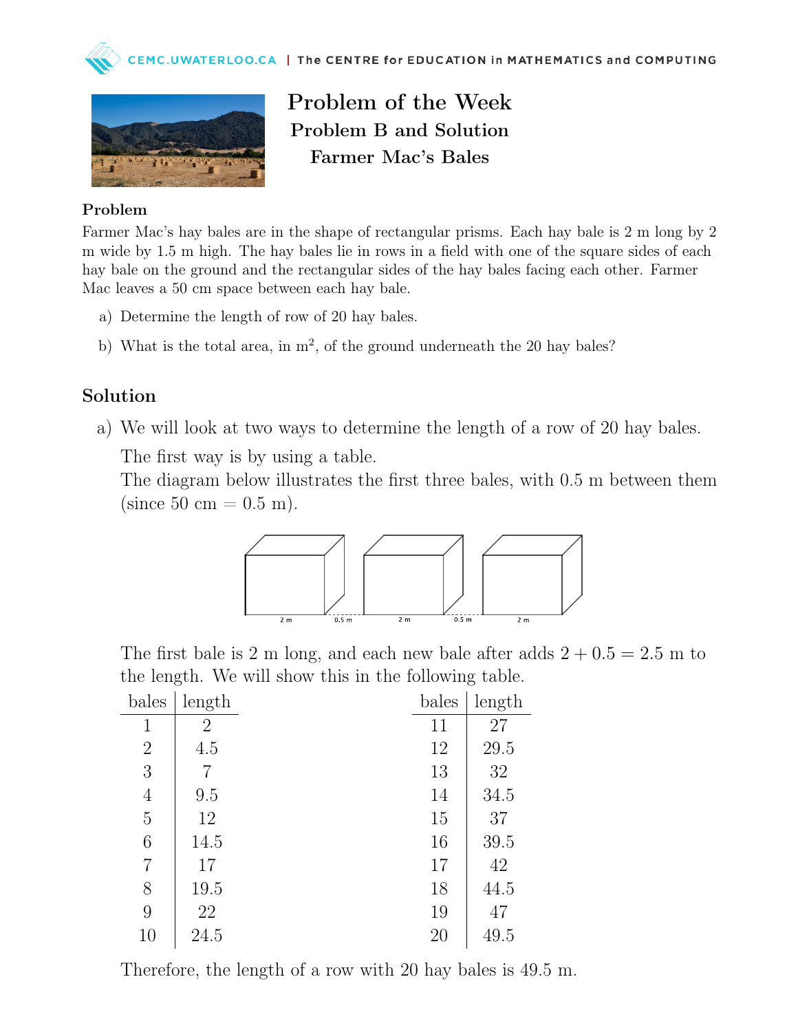# Problem of the Week

## Problem B and Solution

## Farmer Mac's Bales

### Problem

Farmer Mac's hay bales are in the shape of rectangular prisms. Each hay bale is 2 m long by 2 m wide by 1.5 m high. The hay bales lie in rows in a field with one of the square sides of each hay bale on the ground and the rectangular sides of the hay bales facing each other. Farmer Mac leaves a 50 cm space between each hay bale.

a) Determine the length of row of 20 hay bales.

b) What is the total area, in m$^2$, of the ground underneath the 20 hay bales?

## Solution

a) We will look at two ways to determine the length of a row of 20 hay bales.

The first way is by using a table.

The diagram below illustrates the first three bales, with 0.5 m between them (since 50 cm = 0.5 m).

2 m　0.5 m　2 m　0.5 m　2 m

The first bale is 2 m long, and each new bale after adds $2 + 0.5 = 2.5$ m to the length. We will show this in the following table.

| bales | length |
|---|---|
| 1 | 2 |
| 2 | 4.5 |
| 3 | 7 |
| 4 | 9.5 |
| 5 | 12 |
| 6 | 14.5 |
| 7 | 17 |
| 8 | 19.5 |
| 9 | 22 |
| 10 | 24.5 |
| 11 | 27 |
| 12 | 29.5 |
| 13 | 32 |
| 14 | 34.5 |
| 15 | 37 |
| 16 | 39.5 |
| 17 | 42 |
| 18 | 44.5 |
| 19 | 47 |
| 20 | 49.5 |

Therefore, the length of a row with 20 hay bales is 49.5 m.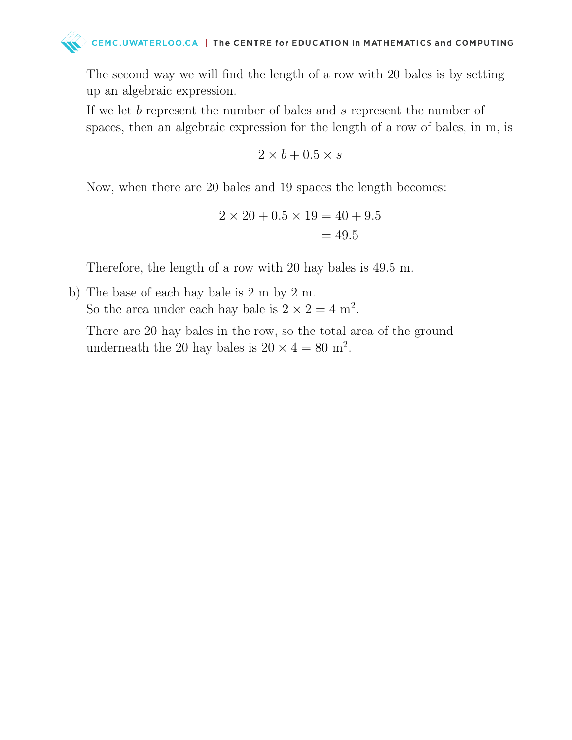The second way we will find the length of a row with 20 bales is by setting up an algebraic expression.

If we let $b$ represent the number of bales and $s$ represent the number of spaces, then an algebraic expression for the length of a row of bales, in m, is

$$2 \times b + 0.5 \times s$$

Now, when there are 20 bales and 19 spaces the length becomes:

$$\begin{aligned} 2 \times 20 + 0.5 \times 19 &= 40 + 9.5 \\ &= 49.5 \end{aligned}$$

Therefore, the length of a row with 20 hay bales is 49.5 m.

b) The base of each hay bale is 2 m by 2 m.
So the area under each hay bale is $2 \times 2 = 4$ m$^2$.

There are 20 hay bales in the row, so the total area of the ground underneath the 20 hay bales is $20 \times 4 = 80$ m$^2$.